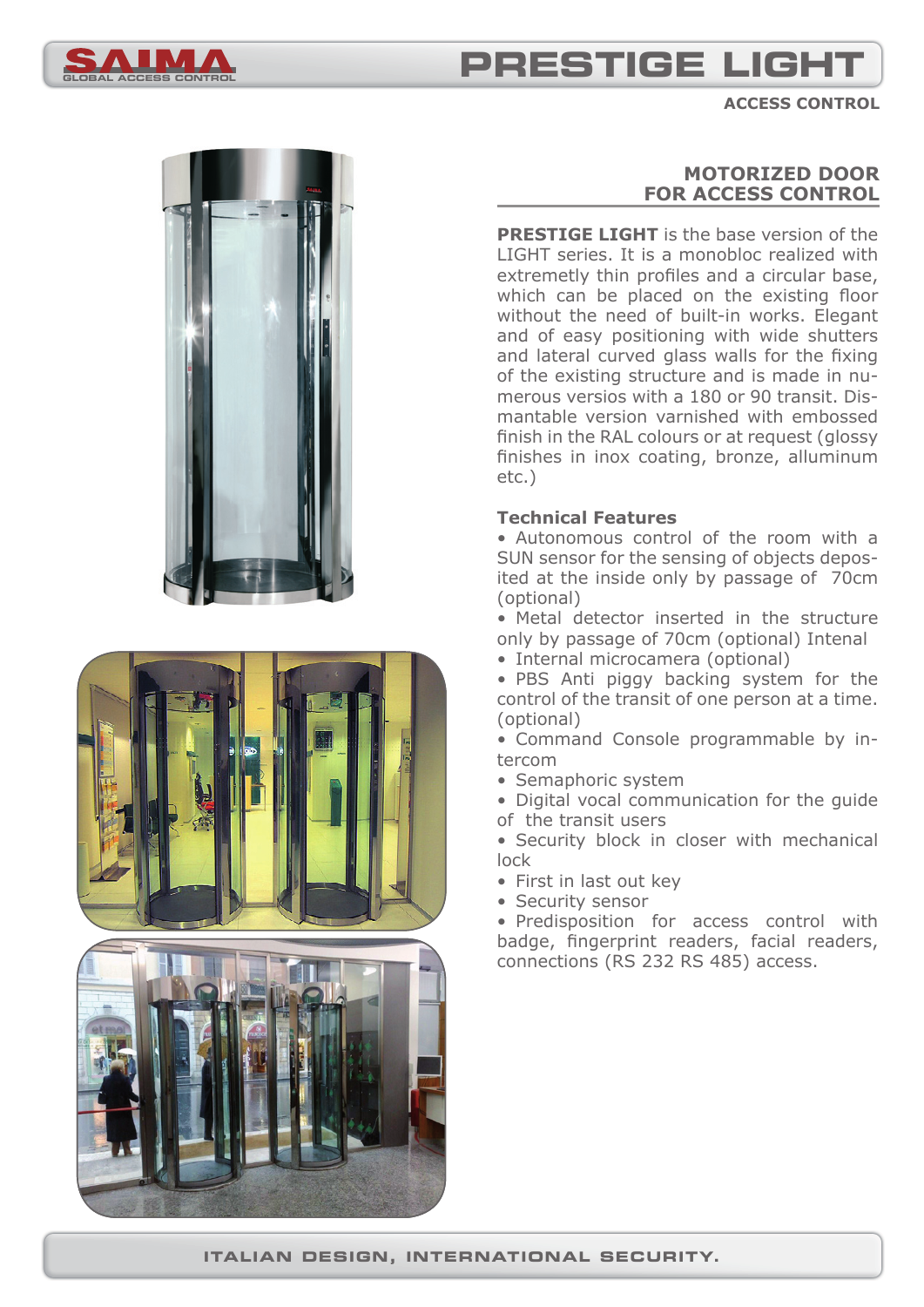# PRESTIGE LIGHT

ACCESS CONTROL

## MOTORIZED DOOR FOR ACCESS CONTROL

**PRESTIGE LIGHT** is the base version of the LIGHT series. It is a monobloc realized with extremetly thin profiles and a circular base, which can be placed on the existing floor without the need of built-in works. Elegant and of easy positioning with wide shutters and lateral curved glass walls for the fixing of the existing structure and is made in numerous versios with a 180 or 90 transit. Dismantable version varnished with embossed finish in the RAL colours or at request (glossy finishes in inox coating, bronze, alluminum etc.)

### Technical Features

- Autonomous control of the room with a SUN sensor for the sensing of objects deposited at the inside only by passage of 70cm (optional)
- Metal detector inserted in the structure only by passage of 70cm (optional) Intenal
- Internal microcamera (optional)
- PBS Anti piggy backing system for the control of the transit of one person at a time. (optional)
- Command Console programmable by intercom
- Semaphoric system
- Digital vocal communication for the guide of the transit users
- Security block in closer with mechanical lock
- First in last out key
- Security sensor
- Predisposition for access control with badge, fingerprint readers, facial readers, connections (RS 232 RS 485) access.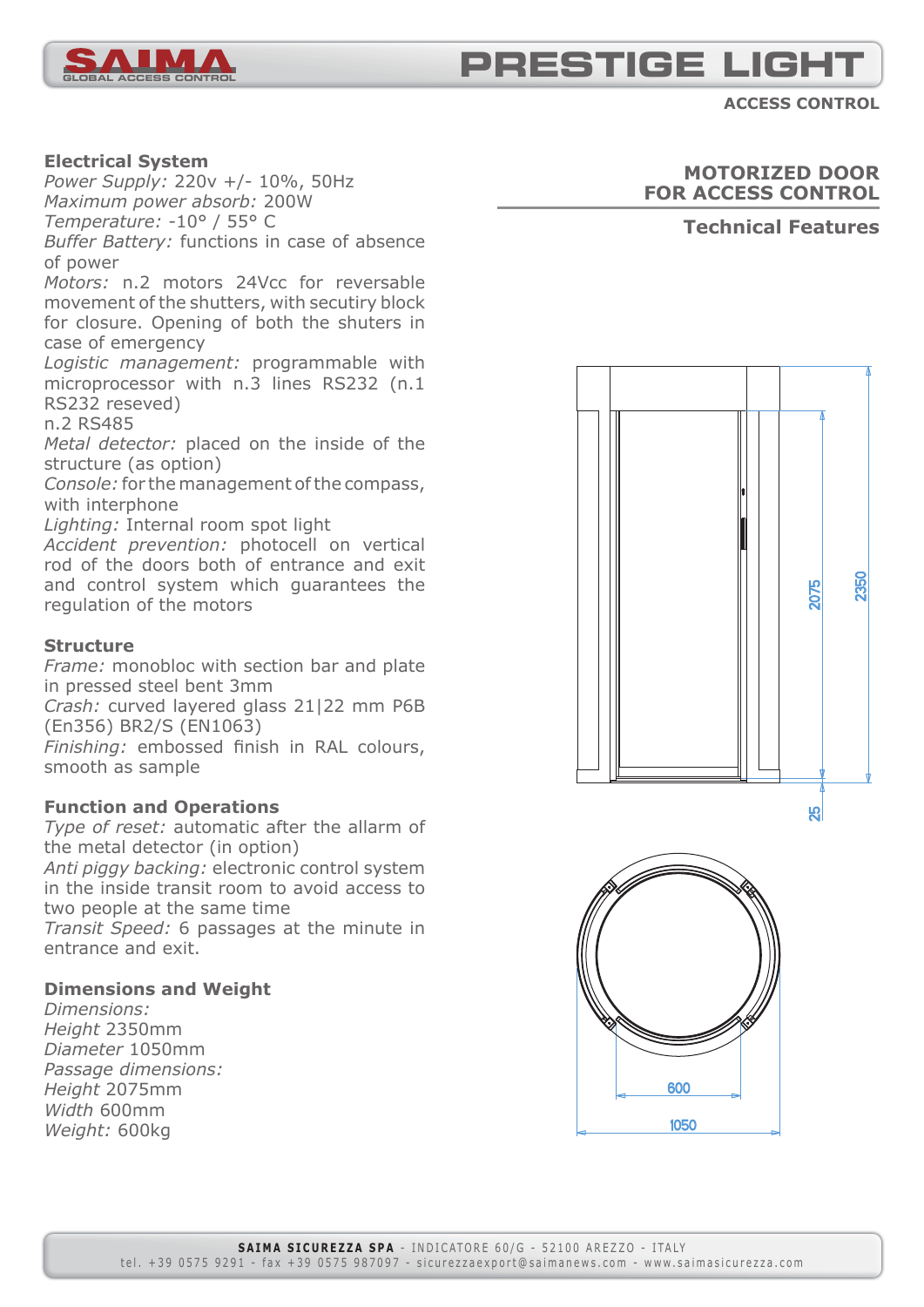# PRESTIGE LIGHT

**ACCESS CONTROL**

## MOTORIZED DOOR FOR ACCESS CONTROL

### Technical Features

### Electrical System

*Power Supply:* 220v +/- 10%, 50Hz
*Maximum power absorb:* 200W
*Temperature:* -10° / 55° C
*Buffer Battery:* functions in case of absence of power
*Motors:* n.2 motors 24Vcc for reversable movement of the shutters, with secutiry block for closure. Opening of both the shuters in case of emergency
*Logistic management:* programmable with microprocessor with n.3 lines RS232 (n.1 RS232 reseved)
n.2 RS485
*Metal detector:* placed on the inside of the structure (as option)
*Console:* for the management of the compass, with interphone
*Lighting:* Internal room spot light
*Accident prevention:* photocell on vertical rod of the doors both of entrance and exit and control system which guarantees the regulation of the motors

### Structure

*Frame:* monobloc with section bar and plate in pressed steel bent 3mm
*Crash:* curved layered glass 21|22 mm P6B (En356) BR2/S (EN1063)
*Finishing:* embossed finish in RAL colours, smooth as sample

### Function and Operations

*Type of reset:* automatic after the allarm of the metal detector (in option)
*Anti piggy backing:* electronic control system in the inside transit room to avoid access to two people at the same time
*Transit Speed:* 6 passages at the minute in entrance and exit.

### Dimensions and Weight

*Dimensions:*
*Height* 2350mm
*Diameter* 1050mm
*Passage dimensions:*
*Height* 2075mm
*Width* 600mm
*Weight:* 600kg

2075
2350
25

600
1050